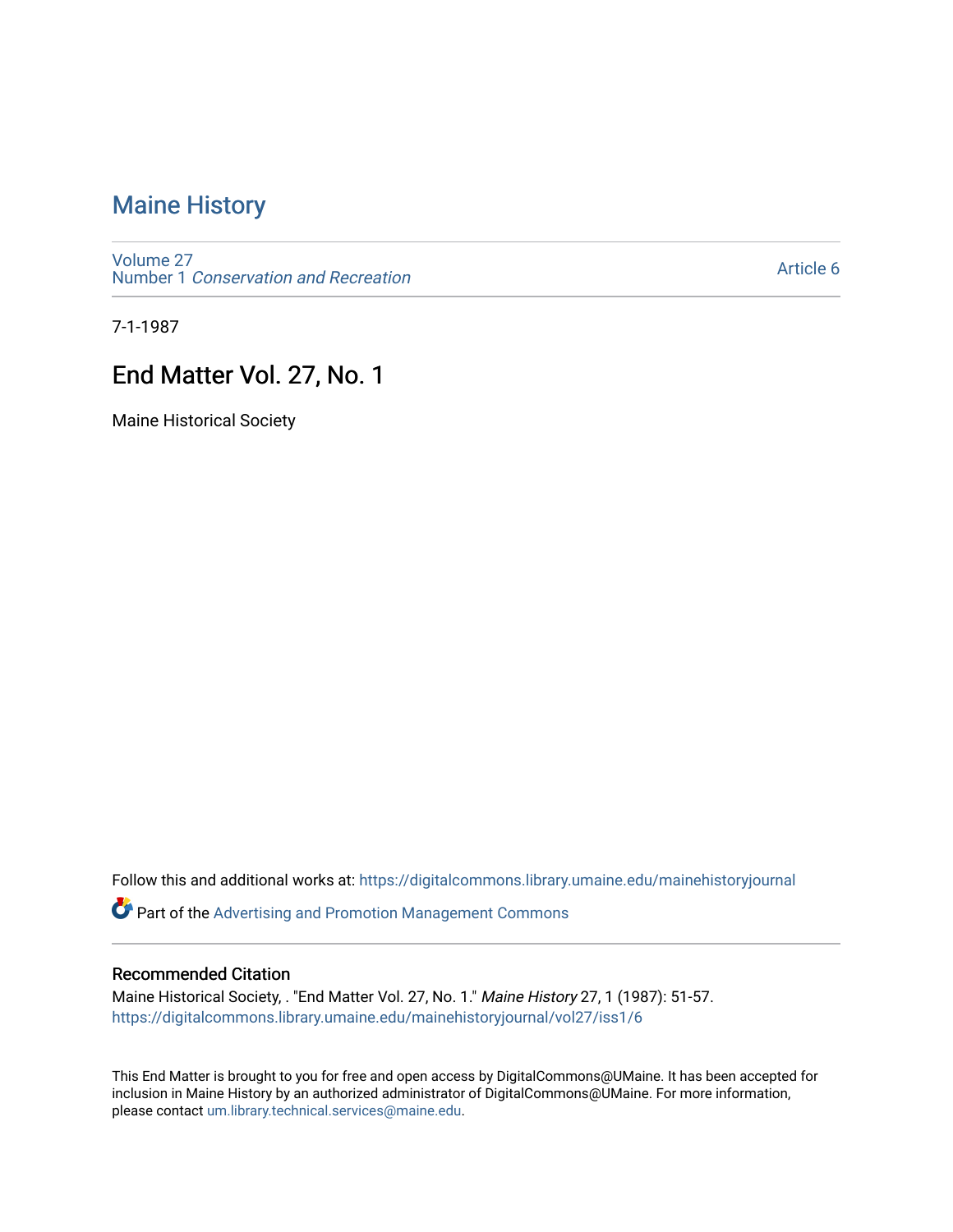# Maine History

Volume 27
Number 1 *Conservation and Recreation*

Article 6

7-1-1987

## End Matter Vol. 27, No. 1

Maine Historical Society

Follow this and additional works at: https://digitalcommons.library.umaine.edu/mainehistoryjournal

Part of the Advertising and Promotion Management Commons

### Recommended Citation

Maine Historical Society, . "End Matter Vol. 27, No. 1." *Maine History* 27, 1 (1987): 51-57. https://digitalcommons.library.umaine.edu/mainehistoryjournal/vol27/iss1/6

This End Matter is brought to you for free and open access by DigitalCommons@UMaine. It has been accepted for inclusion in Maine History by an authorized administrator of DigitalCommons@UMaine. For more information, please contact um.library.technical.services@maine.edu.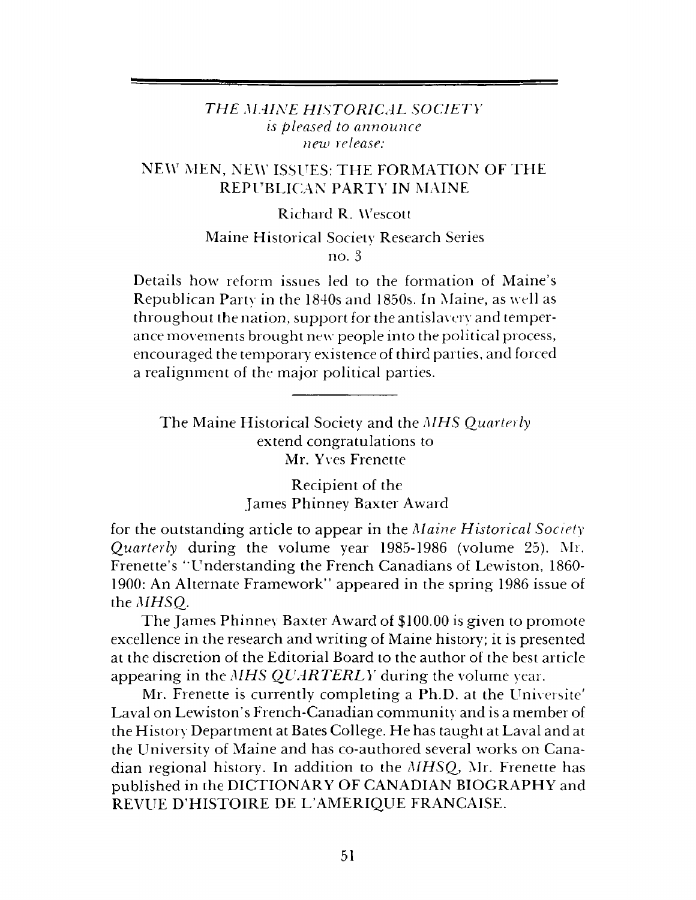*THE MAINE HISTORICAL SOCIETY*
*is pleased to announce*
*new release:*

## NEW MEN, NEW ISSUES: THE FORMATION OF THE REPUBLICAN PARTY IN MAINE

Richard R. Wescott

Maine Historical Society Research Series
no. 3

Details how reform issues led to the formation of Maine's Republican Party in the 1840s and 1850s. In Maine, as well as throughout the nation, support for the antislavery and temperance movements brought new people into the political process, encouraged the temporary existence of third parties, and forced a realignment of the major political parties.

---

The Maine Historical Society and the *MHS Quarterly*
extend congratulations to
Mr. Yves Frenette

Recipient of the
James Phinney Baxter Award

for the outstanding article to appear in the *Maine Historical Society Quarterly* during the volume year 1985-1986 (volume 25). Mr. Frenette's "Understanding the French Canadians of Lewiston, 1860-1900: An Alternate Framework" appeared in the spring 1986 issue of the *MHSQ*.

The James Phinney Baxter Award of $100.00 is given to promote excellence in the research and writing of Maine history; it is presented at the discretion of the Editorial Board to the author of the best article appearing in the *MHS QUARTERLY* during the volume year.

Mr. Frenette is currently completing a Ph.D. at the Universite' Laval on Lewiston's French-Canadian community and is a member of the History Department at Bates College. He has taught at Laval and at the University of Maine and has co-authored several works on Canadian regional history. In addition to the *MHSQ*, Mr. Frenette has published in the DICTIONARY OF CANADIAN BIOGRAPHY and REVUE D'HISTOIRE DE L'AMERIQUE FRANCAISE.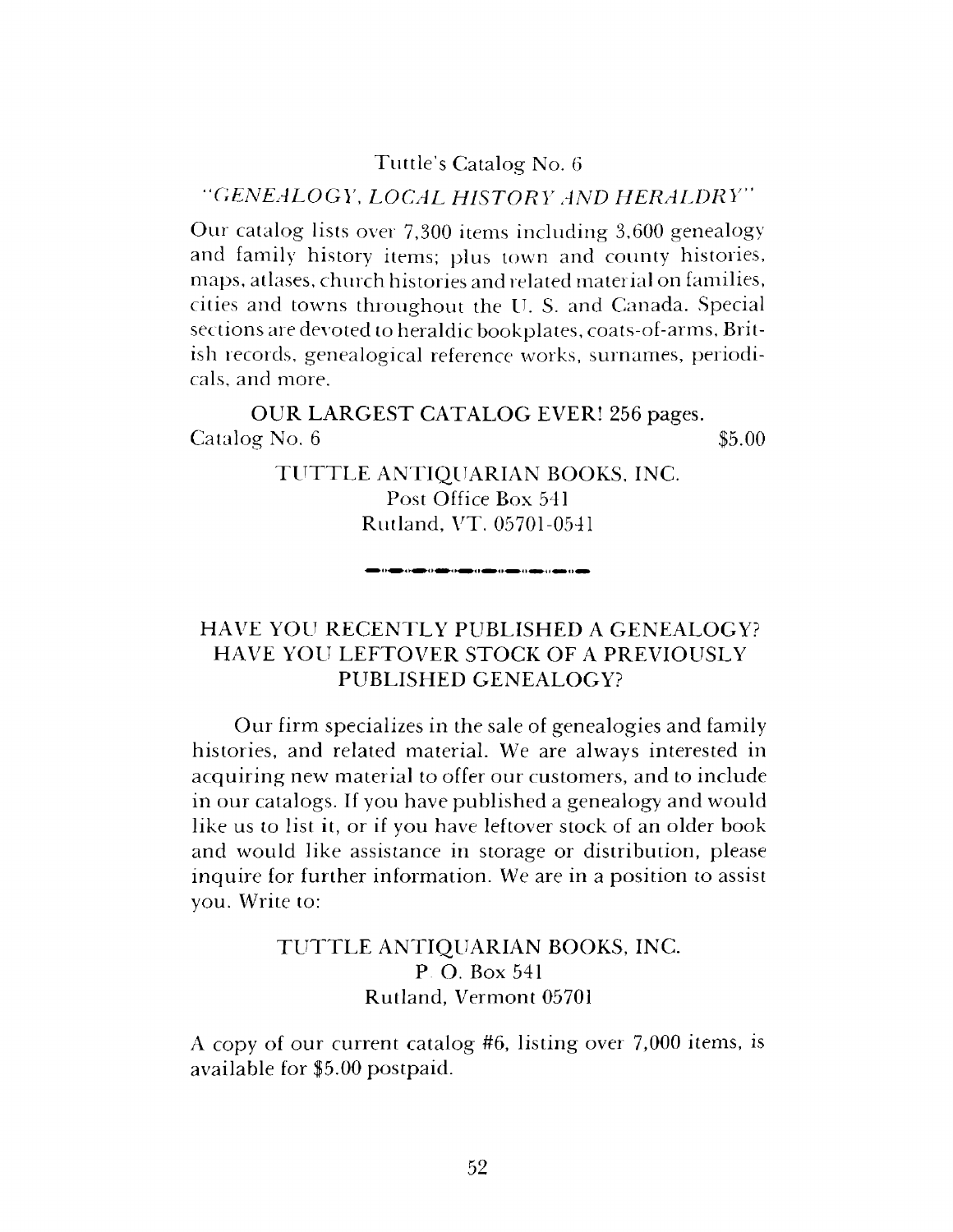Tuttle's Catalog No. 6

*"GENEALOGY, LOCAL HISTORY AND HERALDRY"*

Our catalog lists over 7,300 items including 3,600 genealogy and family history items; plus town and county histories, maps, atlases, church histories and related material on families, cities and towns throughout the U. S. and Canada. Special sections are devoted to heraldic bookplates, coats-of-arms, British records, genealogical reference works, surnames, periodicals, and more.

OUR LARGEST CATALOG EVER! 256 pages.

Catalog No. 6 $5.00

TUTTLE ANTIQUARIAN BOOKS, INC.
Post Office Box 541
Rutland, VT. 05701-0541

---

## HAVE YOU RECENTLY PUBLISHED A GENEALOGY? HAVE YOU LEFTOVER STOCK OF A PREVIOUSLY PUBLISHED GENEALOGY?

Our firm specializes in the sale of genealogies and family histories, and related material. We are always interested in acquiring new material to offer our customers, and to include in our catalogs. If you have published a genealogy and would like us to list it, or if you have leftover stock of an older book and would like assistance in storage or distribution, please inquire for further information. We are in a position to assist you. Write to:

TUTTLE ANTIQUARIAN BOOKS, INC.
P. O. Box 541
Rutland, Vermont 05701

A copy of our current catalog #6, listing over 7,000 items, is available for $5.00 postpaid.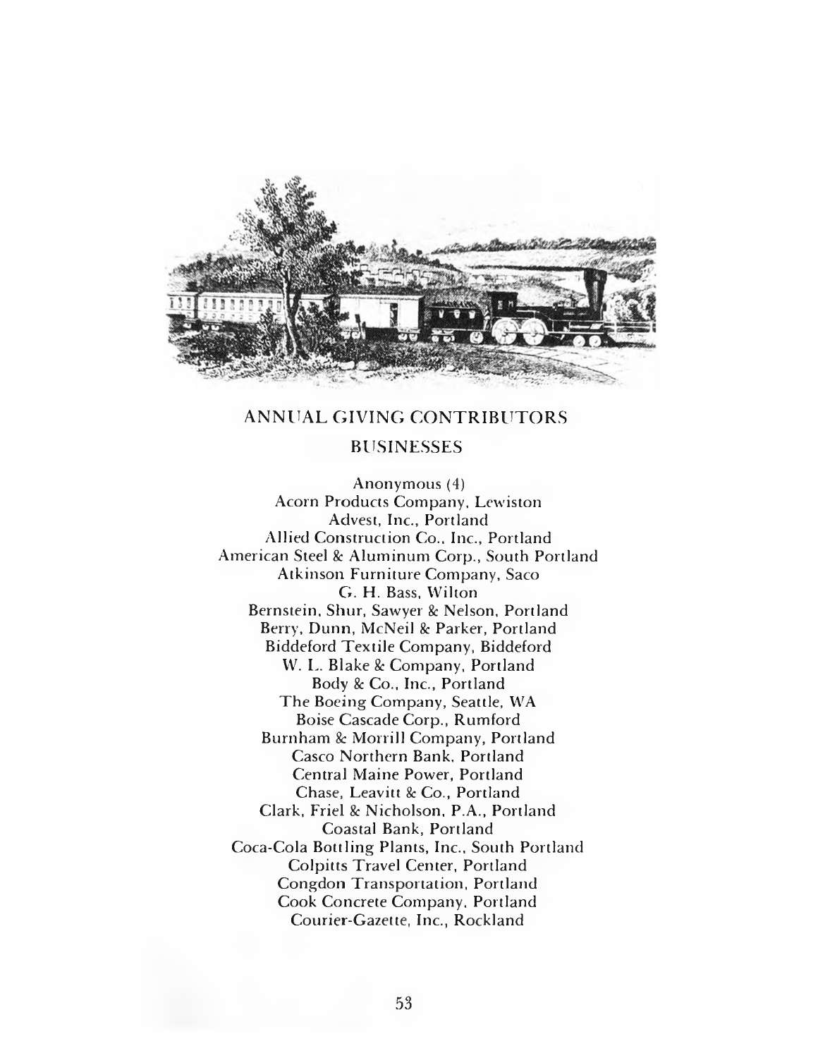## ANNUAL GIVING CONTRIBUTORS

### BUSINESSES

Anonymous (4)
Acorn Products Company, Lewiston
Advest, Inc., Portland
Allied Construction Co., Inc., Portland
American Steel & Aluminum Corp., South Portland
Atkinson Furniture Company, Saco
G. H. Bass, Wilton
Bernstein, Shur, Sawyer & Nelson, Portland
Berry, Dunn, McNeil & Parker, Portland
Biddeford Textile Company, Biddeford
W. L. Blake & Company, Portland
Body & Co., Inc., Portland
The Boeing Company, Seattle, WA
Boise Cascade Corp., Rumford
Burnham & Morrill Company, Portland
Casco Northern Bank, Portland
Central Maine Power, Portland
Chase, Leavitt & Co., Portland
Clark, Friel & Nicholson, P.A., Portland
Coastal Bank, Portland
Coca-Cola Bottling Plants, Inc., South Portland
Colpitts Travel Center, Portland
Congdon Transportation, Portland
Cook Concrete Company, Portland
Courier-Gazette, Inc., Rockland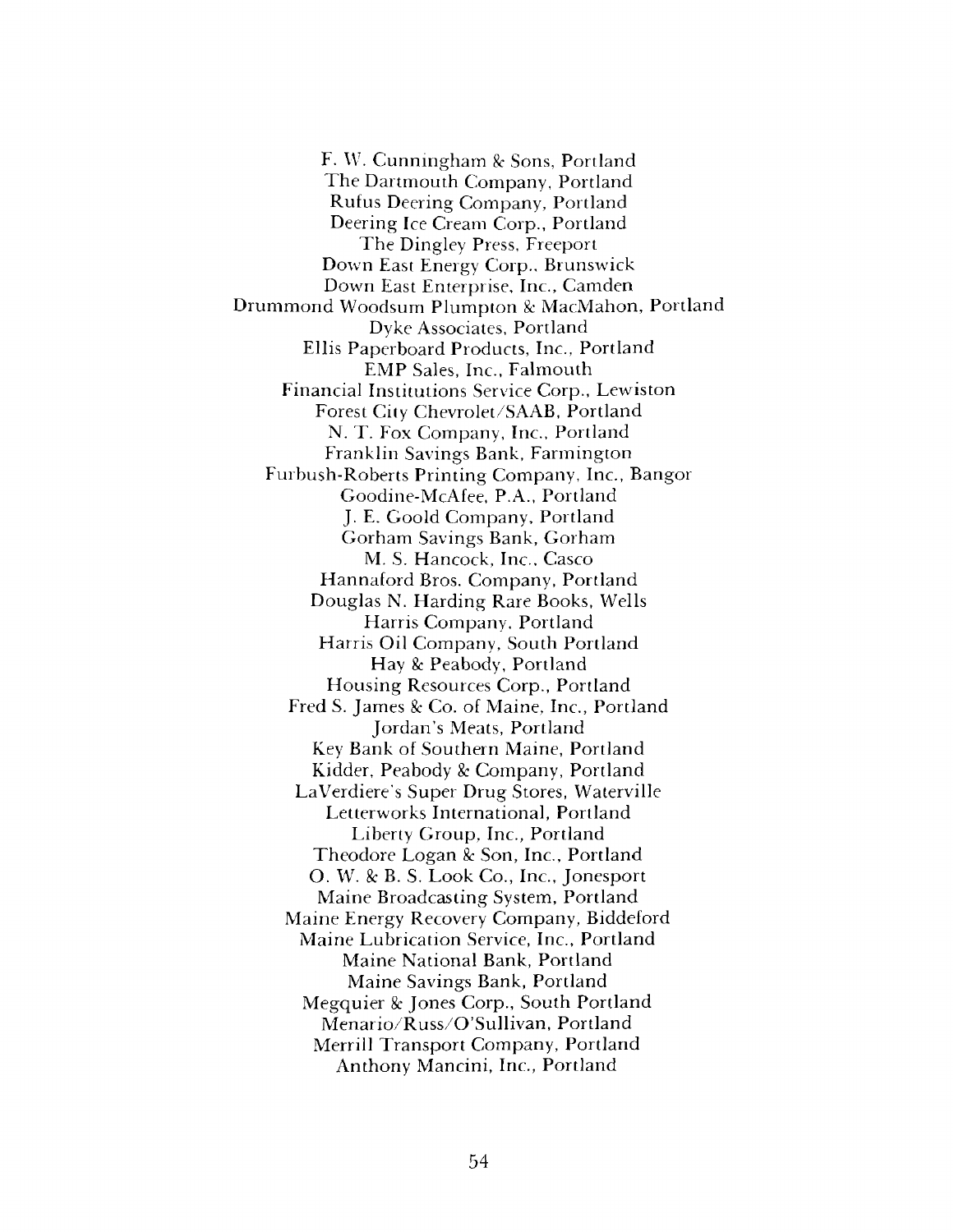F. W. Cunningham & Sons, Portland
The Dartmouth Company, Portland
Rufus Deering Company, Portland
Deering Ice Cream Corp., Portland
The Dingley Press, Freeport
Down East Energy Corp., Brunswick
Down East Enterprise, Inc., Camden
Drummond Woodsum Plumpton & MacMahon, Portland
Dyke Associates, Portland
Ellis Paperboard Products, Inc., Portland
EMP Sales, Inc., Falmouth
Financial Institutions Service Corp., Lewiston
Forest City Chevrolet/SAAB, Portland
N. T. Fox Company, Inc., Portland
Franklin Savings Bank, Farmington
Furbush-Roberts Printing Company, Inc., Bangor
Goodine-McAfee, P.A., Portland
J. E. Goold Company, Portland
Gorham Savings Bank, Gorham
M. S. Hancock, Inc., Casco
Hannaford Bros. Company, Portland
Douglas N. Harding Rare Books, Wells
Harris Company, Portland
Harris Oil Company, South Portland
Hay & Peabody, Portland
Housing Resources Corp., Portland
Fred S. James & Co. of Maine, Inc., Portland
Jordan's Meats, Portland
Key Bank of Southern Maine, Portland
Kidder, Peabody & Company, Portland
LaVerdiere's Super Drug Stores, Waterville
Letterworks International, Portland
Liberty Group, Inc., Portland
Theodore Logan & Son, Inc., Portland
O. W. & B. S. Look Co., Inc., Jonesport
Maine Broadcasting System, Portland
Maine Energy Recovery Company, Biddeford
Maine Lubrication Service, Inc., Portland
Maine National Bank, Portland
Maine Savings Bank, Portland
Megquier & Jones Corp., South Portland
Menario/Russ/O'Sullivan, Portland
Merrill Transport Company, Portland
Anthony Mancini, Inc., Portland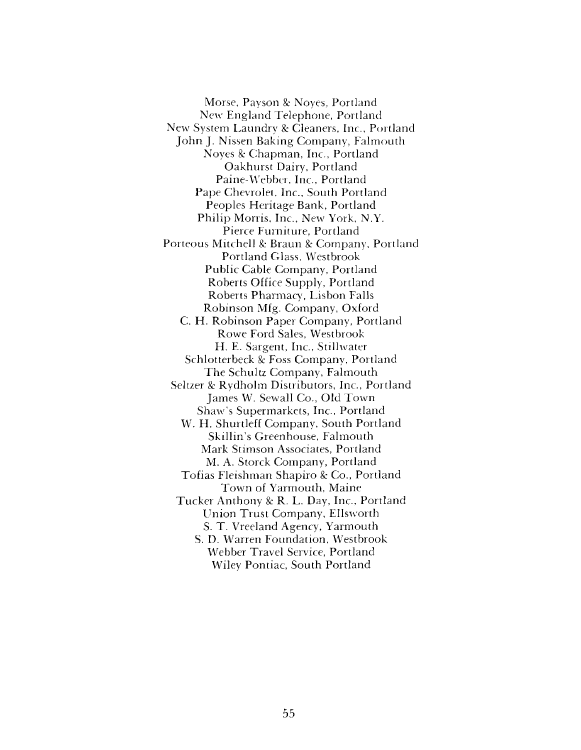Morse, Payson & Noyes, Portland
New England Telephone, Portland
New System Laundry & Cleaners, Inc., Portland
John J. Nissen Baking Company, Falmouth
Noyes & Chapman, Inc., Portland
Oakhurst Dairy, Portland
Paine-Webber, Inc., Portland
Pape Chevrolet, Inc., South Portland
Peoples Heritage Bank, Portland
Philip Morris, Inc., New York, N.Y.
Pierce Furniture, Portland
Porteous Mitchell & Braun & Company, Portland
Portland Glass, Westbrook
Public Cable Company, Portland
Roberts Office Supply, Portland
Roberts Pharmacy, Lisbon Falls
Robinson Mfg. Company, Oxford
C. H. Robinson Paper Company, Portland
Rowe Ford Sales, Westbrook
H. E. Sargent, Inc., Stillwater
Schlotterbeck & Foss Company, Portland
The Schultz Company, Falmouth
Seltzer & Rydholm Distributors, Inc., Portland
James W. Sewall Co., Old Town
Shaw's Supermarkets, Inc., Portland
W. H. Shurtleff Company, South Portland
Skillin's Greenhouse, Falmouth
Mark Stimson Associates, Portland
M. A. Storck Company, Portland
Tofias Fleishman Shapiro & Co., Portland
Town of Yarmouth, Maine
Tucker Anthony & R. L. Day, Inc., Portland
Union Trust Company, Ellsworth
S. T. Vreeland Agency, Yarmouth
S. D. Warren Foundation, Westbrook
Webber Travel Service, Portland
Wiley Pontiac, South Portland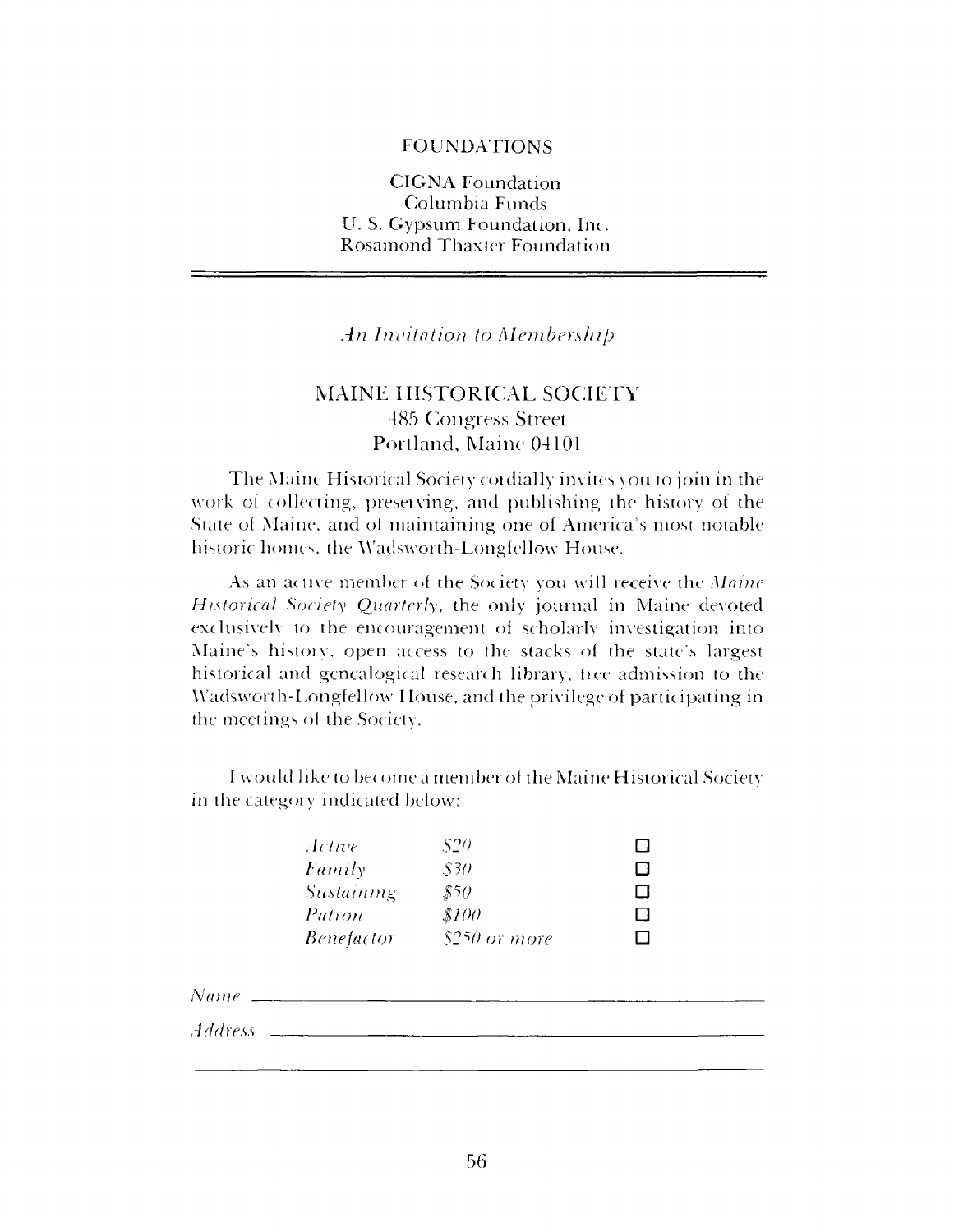## FOUNDATIONS

CIGNA Foundation
Columbia Funds
U. S. Gypsum Foundation, Inc.
Rosamond Thaxter Foundation

---

*An Invitation to Membership*

## MAINE HISTORICAL SOCIETY

485 Congress Street
Portland, Maine 04101

The Maine Historical Society cordially invites you to join in the work of collecting, preserving, and publishing the history of the State of Maine, and of maintaining one of America's most notable historic homes, the Wadsworth-Longfellow House.

As an active member of the Society you will receive the *Maine Historical Society Quarterly*, the only journal in Maine devoted exclusively to the encouragement of scholarly investigation into Maine's history, open access to the stacks of the state's largest historical and genealogical research library, free admission to the Wadsworth-Longfellow House, and the privilege of participating in the meetings of the Society.

I would like to become a member of the Maine Historical Society in the category indicated below:

| | | |
|---|---|---|
| *Active* | *$20* | ☐ |
| *Family* | *$30* | ☐ |
| *Sustaining* | *$50* | ☐ |
| *Patron* | *$100* | ☐ |
| *Benefactor* | *$250 or more* | ☐ |

*Name* ______________________________________________

*Address* ____________________________________________

_____________________________________________________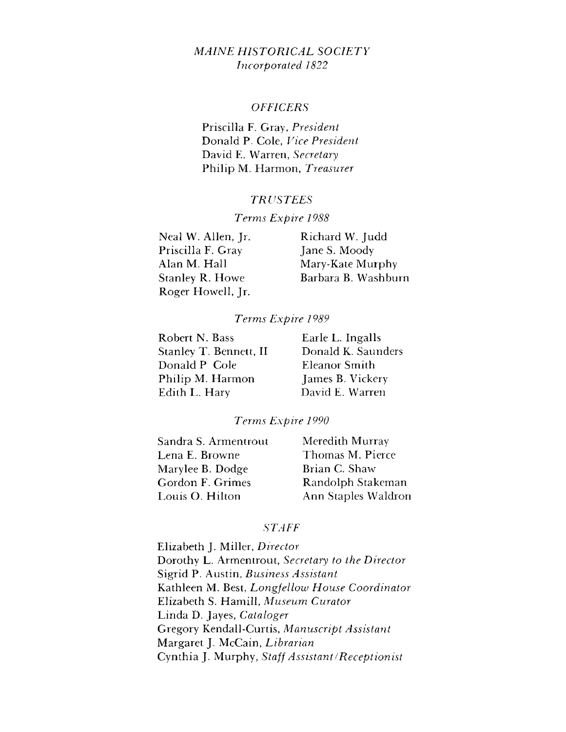*MAINE HISTORICAL SOCIETY*
*Incorporated 1822*

## *OFFICERS*

Priscilla F. Gray, *President*
Donald P. Cole, *Vice President*
David E. Warren, *Secretary*
Philip M. Harmon, *Treasurer*

## *TRUSTEES*

### *Terms Expire 1988*

Neal W. Allen, Jr.
Priscilla F. Gray
Alan M. Hall
Stanley R. Howe
Roger Howell, Jr.
Richard W. Judd
Jane S. Moody
Mary-Kate Murphy
Barbara B. Washburn

### *Terms Expire 1989*

Robert N. Bass
Stanley T. Bennett, II
Donald P Cole
Philip M. Harmon
Edith L. Hary
Earle L. Ingalls
Donald K. Saunders
Eleanor Smith
James B. Vickery
David E. Warren

### *Terms Expire 1990*

Sandra S. Armentrout
Lena E. Browne
Marylee B. Dodge
Gordon F. Grimes
Louis O. Hilton
Meredith Murray
Thomas M. Pierce
Brian C. Shaw
Randolph Stakeman
Ann Staples Waldron

## *STAFF*

Elizabeth J. Miller, *Director*
Dorothy L. Armentrout, *Secretary to the Director*
Sigrid P. Austin, *Business Assistant*
Kathleen M. Best, *Longfellow House Coordinator*
Elizabeth S. Hamill, *Museum Curator*
Linda D. Jayes, *Cataloger*
Gregory Kendall-Curtis, *Manuscript Assistant*
Margaret J. McCain, *Librarian*
Cynthia J. Murphy, *Staff Assistant/Receptionist*